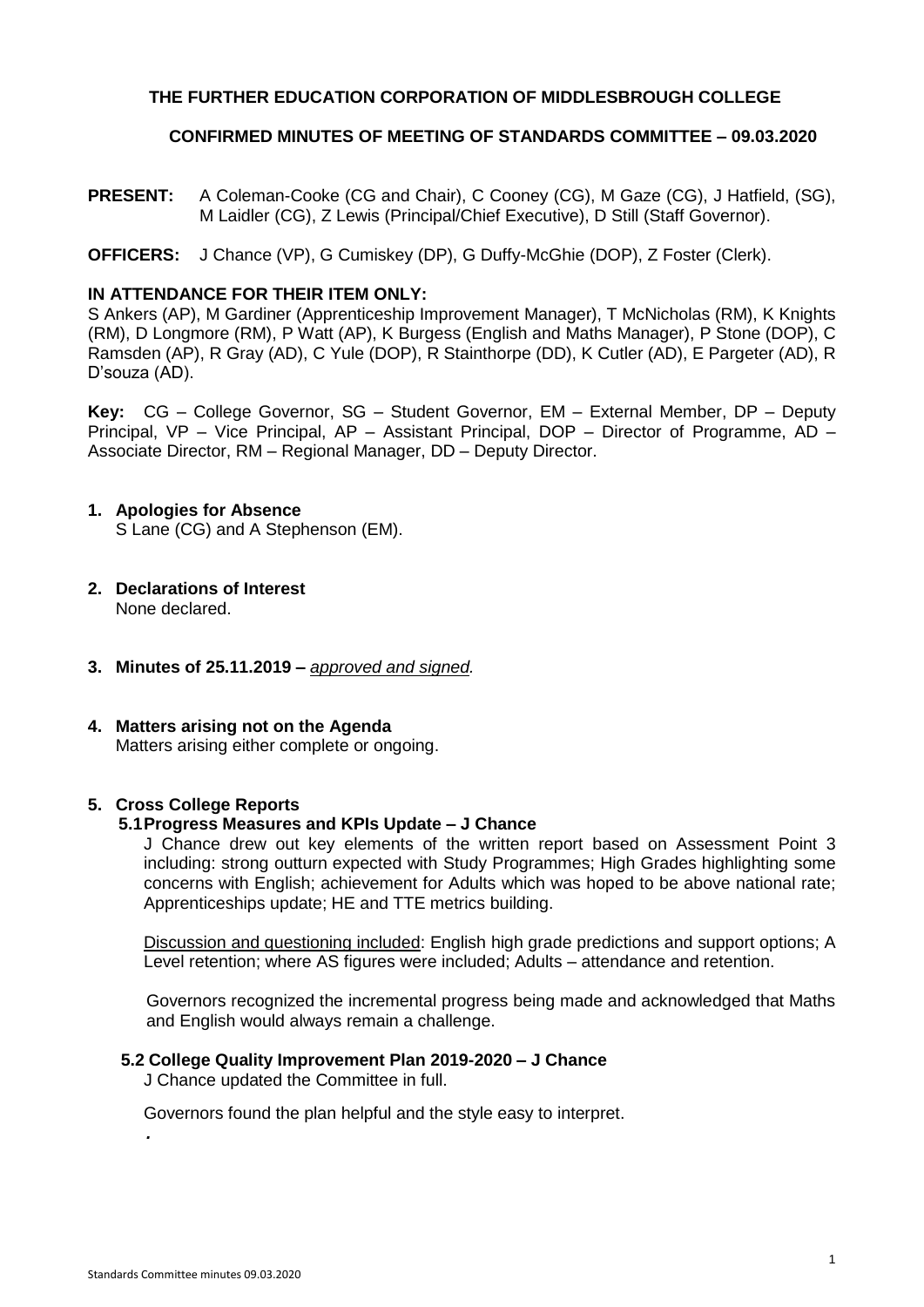**THE FURTHER EDUCATION CORPORATION OF MIDDLESBROUGH COLLEGE**

**CONFIRMED MINUTES OF MEETING OF STANDARDS COMMITTEE – 09.03.2020**

**PRESENT:** A Coleman-Cooke (CG and Chair), C Cooney (CG), M Gaze (CG), J Hatfield, (SG), M Laidler (CG), Z Lewis (Principal/Chief Executive), D Still (Staff Governor).

**OFFICERS:** J Chance (VP), G Cumiskey (DP), G Duffy-McGhie (DOP), Z Foster (Clerk).

**IN ATTENDANCE FOR THEIR ITEM ONLY:**
S Ankers (AP), M Gardiner (Apprenticeship Improvement Manager), T McNicholas (RM), K Knights (RM), D Longmore (RM), P Watt (AP), K Burgess (English and Maths Manager), P Stone (DOP), C Ramsden (AP), R Gray (AD), C Yule (DOP), R Stainthorpe (DD), K Cutler (AD), E Pargeter (AD), R D'souza (AD).

**Key:** CG – College Governor, SG – Student Governor, EM – External Member, DP – Deputy Principal, VP – Vice Principal, AP – Assistant Principal, DOP – Director of Programme, AD – Associate Director, RM – Regional Manager, DD – Deputy Director.

**1. Apologies for Absence**
S Lane (CG) and A Stephenson (EM).

**2. Declarations of Interest**
None declared.

**3. Minutes of 25.11.2019 –** *approved and signed.*

**4. Matters arising not on the Agenda**
Matters arising either complete or ongoing.

**5. Cross College Reports**

**5.1 Progress Measures and KPIs Update – J Chance**

J Chance drew out key elements of the written report based on Assessment Point 3 including: strong outturn expected with Study Programmes; High Grades highlighting some concerns with English; achievement for Adults which was hoped to be above national rate; Apprenticeships update; HE and TTE metrics building.

Discussion and questioning included: English high grade predictions and support options; A Level retention; where AS figures were included; Adults – attendance and retention.

Governors recognized the incremental progress being made and acknowledged that Maths and English would always remain a challenge.

**5.2 College Quality Improvement Plan 2019-2020 – J Chance**

J Chance updated the Committee in full.

Governors found the plan helpful and the style easy to interpret.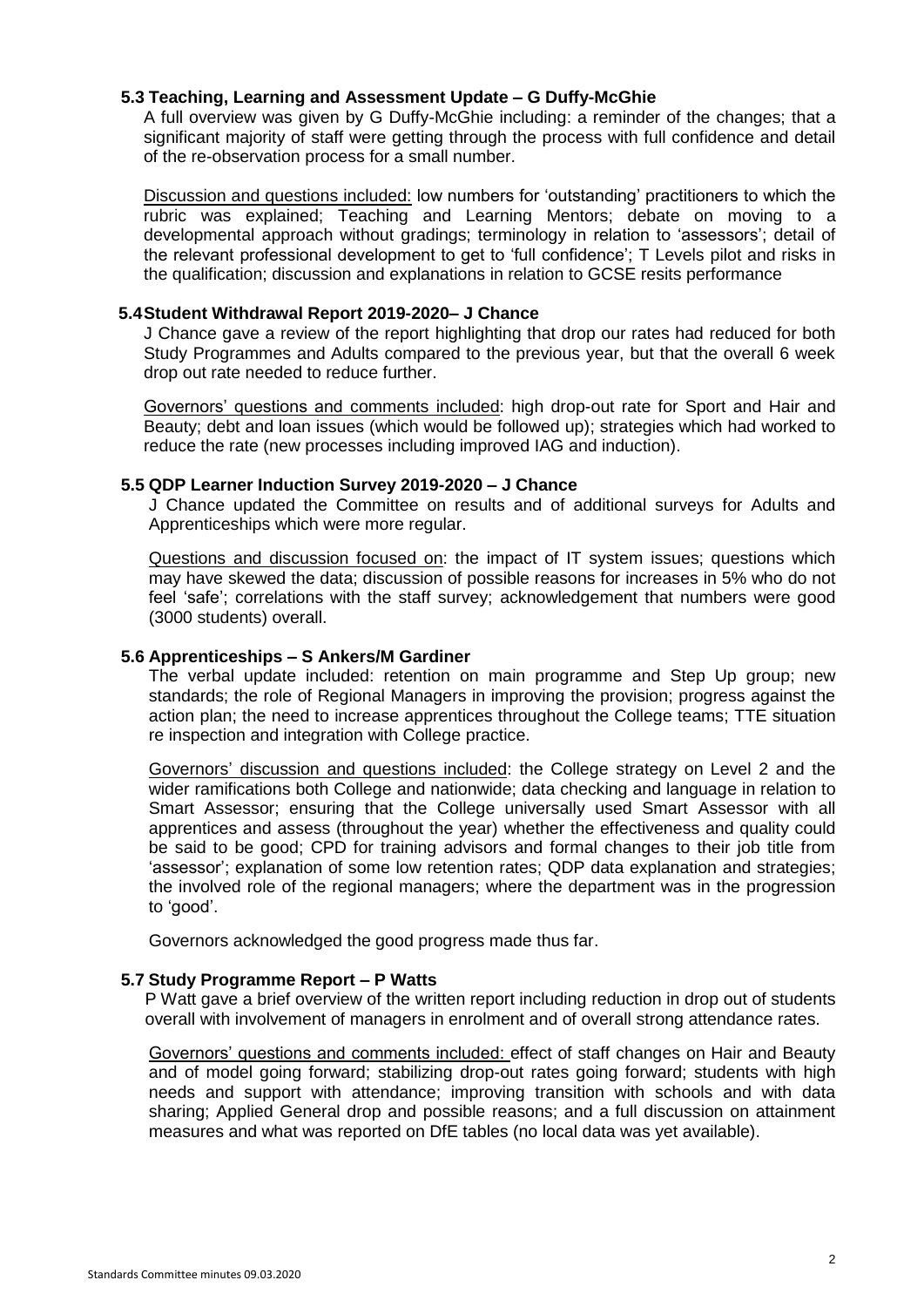### 5.3 Teaching, Learning and Assessment Update – G Duffy-McGhie

A full overview was given by G Duffy-McGhie including: a reminder of the changes; that a significant majority of staff were getting through the process with full confidence and detail of the re-observation process for a small number.

<u>Discussion and questions included:</u> low numbers for 'outstanding' practitioners to which the rubric was explained; Teaching and Learning Mentors; debate on moving to a developmental approach without gradings; terminology in relation to 'assessors'; detail of the relevant professional development to get to 'full confidence'; T Levels pilot and risks in the qualification; discussion and explanations in relation to GCSE resits performance

### 5.4 Student Withdrawal Report 2019-2020– J Chance

J Chance gave a review of the report highlighting that drop our rates had reduced for both Study Programmes and Adults compared to the previous year, but that the overall 6 week drop out rate needed to reduce further.

<u>Governors' questions and comments included</u>: high drop-out rate for Sport and Hair and Beauty; debt and loan issues (which would be followed up); strategies which had worked to reduce the rate (new processes including improved IAG and induction).

### 5.5 QDP Learner Induction Survey 2019-2020 – J Chance

J Chance updated the Committee on results and of additional surveys for Adults and Apprenticeships which were more regular.

<u>Questions and discussion focused on</u>: the impact of IT system issues; questions which may have skewed the data; discussion of possible reasons for increases in 5% who do not feel 'safe'; correlations with the staff survey; acknowledgement that numbers were good (3000 students) overall.

### 5.6 Apprenticeships – S Ankers/M Gardiner

The verbal update included: retention on main programme and Step Up group; new standards; the role of Regional Managers in improving the provision; progress against the action plan; the need to increase apprentices throughout the College teams; TTE situation re inspection and integration with College practice.

<u>Governors' discussion and questions included</u>: the College strategy on Level 2 and the wider ramifications both College and nationwide; data checking and language in relation to Smart Assessor; ensuring that the College universally used Smart Assessor with all apprentices and assess (throughout the year) whether the effectiveness and quality could be said to be good; CPD for training advisors and formal changes to their job title from 'assessor'; explanation of some low retention rates; QDP data explanation and strategies; the involved role of the regional managers; where the department was in the progression to 'good'.

Governors acknowledged the good progress made thus far.

### 5.7 Study Programme Report – P Watts

P Watt gave a brief overview of the written report including reduction in drop out of students overall with involvement of managers in enrolment and of overall strong attendance rates.

<u>Governors' questions and comments included:</u> effect of staff changes on Hair and Beauty and of model going forward; stabilizing drop-out rates going forward; students with high needs and support with attendance; improving transition with schools and with data sharing; Applied General drop and possible reasons; and a full discussion on attainment measures and what was reported on DfE tables (no local data was yet available).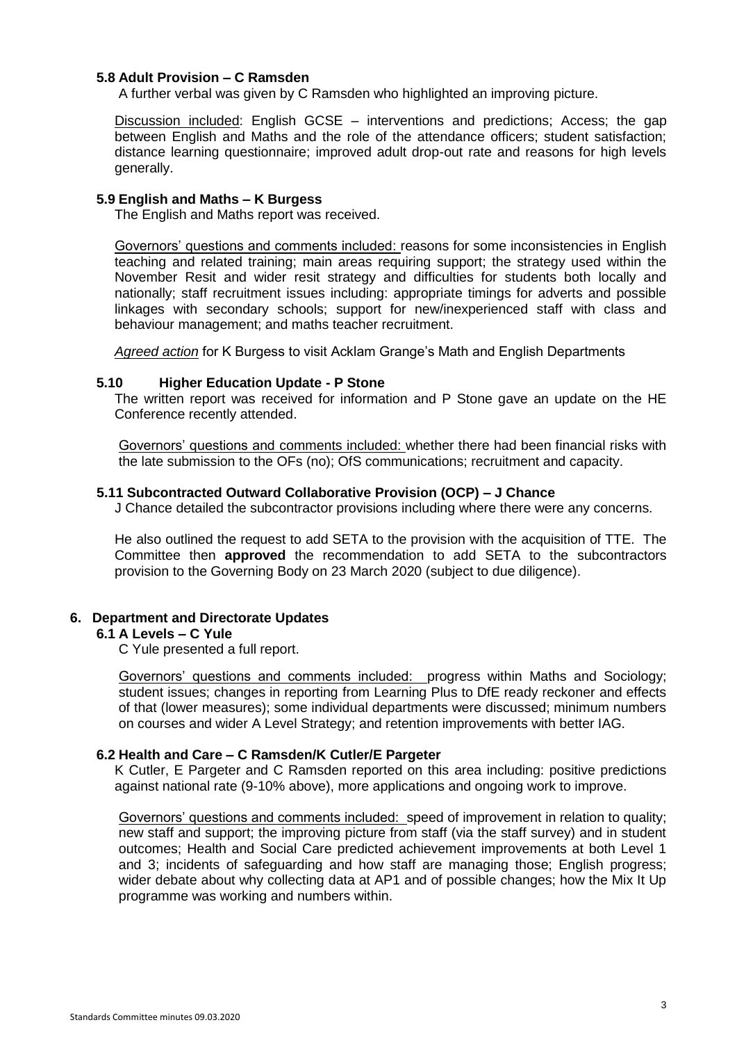#### 5.8 Adult Provision – C Ramsden

A further verbal was given by C Ramsden who highlighted an improving picture.

Discussion included: English GCSE – interventions and predictions; Access; the gap between English and Maths and the role of the attendance officers; student satisfaction; distance learning questionnaire; improved adult drop-out rate and reasons for high levels generally.

#### 5.9 English and Maths – K Burgess

The English and Maths report was received.

Governors' questions and comments included: reasons for some inconsistencies in English teaching and related training; main areas requiring support; the strategy used within the November Resit and wider resit strategy and difficulties for students both locally and nationally; staff recruitment issues including: appropriate timings for adverts and possible linkages with secondary schools; support for new/inexperienced staff with class and behaviour management; and maths teacher recruitment.

*Agreed action* for K Burgess to visit Acklam Grange's Math and English Departments

#### 5.10 Higher Education Update - P Stone

The written report was received for information and P Stone gave an update on the HE Conference recently attended.

Governors' questions and comments included: whether there had been financial risks with the late submission to the OFs (no); OfS communications; recruitment and capacity.

#### 5.11 Subcontracted Outward Collaborative Provision (OCP) – J Chance

J Chance detailed the subcontractor provisions including where there were any concerns.

He also outlined the request to add SETA to the provision with the acquisition of TTE. The Committee then **approved** the recommendation to add SETA to the subcontractors provision to the Governing Body on 23 March 2020 (subject to due diligence).

### 6. Department and Directorate Updates

#### 6.1 A Levels – C Yule

C Yule presented a full report.

Governors' questions and comments included: progress within Maths and Sociology; student issues; changes in reporting from Learning Plus to DfE ready reckoner and effects of that (lower measures); some individual departments were discussed; minimum numbers on courses and wider A Level Strategy; and retention improvements with better IAG.

#### 6.2 Health and Care – C Ramsden/K Cutler/E Pargeter

K Cutler, E Pargeter and C Ramsden reported on this area including: positive predictions against national rate (9-10% above), more applications and ongoing work to improve.

Governors' questions and comments included: speed of improvement in relation to quality; new staff and support; the improving picture from staff (via the staff survey) and in student outcomes; Health and Social Care predicted achievement improvements at both Level 1 and 3; incidents of safeguarding and how staff are managing those; English progress; wider debate about why collecting data at AP1 and of possible changes; how the Mix It Up programme was working and numbers within.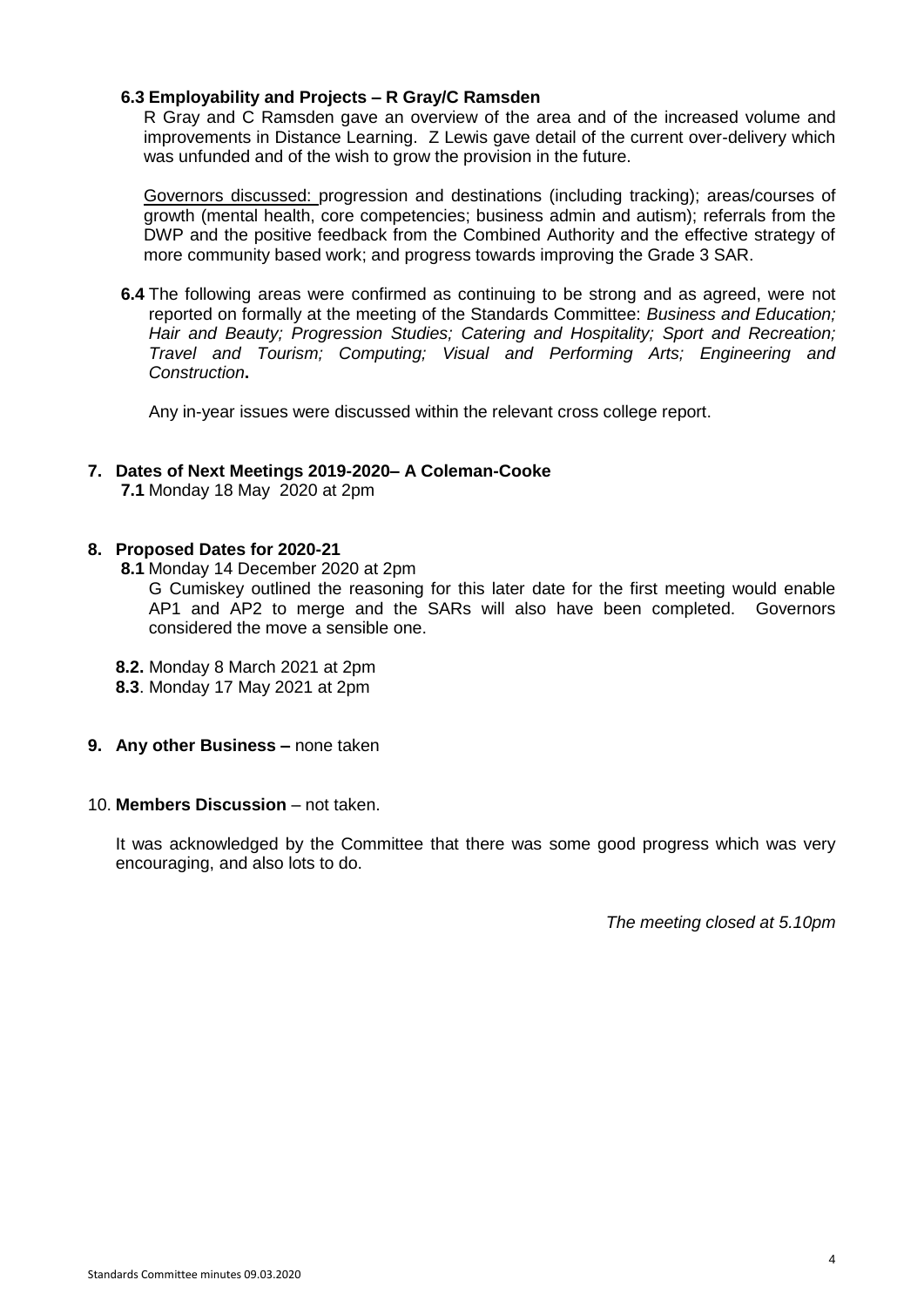### 6.3 Employability and Projects – R Gray/C Ramsden

R Gray and C Ramsden gave an overview of the area and of the increased volume and improvements in Distance Learning. Z Lewis gave detail of the current over-delivery which was unfunded and of the wish to grow the provision in the future.

Governors discussed: progression and destinations (including tracking); areas/courses of growth (mental health, core competencies; business admin and autism); referrals from the DWP and the positive feedback from the Combined Authority and the effective strategy of more community based work; and progress towards improving the Grade 3 SAR.

**6.4** The following areas were confirmed as continuing to be strong and as agreed, were not reported on formally at the meeting of the Standards Committee: *Business and Education; Hair and Beauty; Progression Studies; Catering and Hospitality; Sport and Recreation; Travel and Tourism; Computing; Visual and Performing Arts; Engineering and Construction***.**

Any in-year issues were discussed within the relevant cross college report.

## 7. Dates of Next Meetings 2019-2020– A Coleman-Cooke

**7.1** Monday 18 May 2020 at 2pm

## 8. Proposed Dates for 2020-21

**8.1** Monday 14 December 2020 at 2pm

G Cumiskey outlined the reasoning for this later date for the first meeting would enable AP1 and AP2 to merge and the SARs will also have been completed. Governors considered the move a sensible one.

**8.2.** Monday 8 March 2021 at 2pm

**8.3**. Monday 17 May 2021 at 2pm

## 9. Any other Business – none taken

10. **Members Discussion** – not taken.

It was acknowledged by the Committee that there was some good progress which was very encouraging, and also lots to do.

*The meeting closed at 5.10pm*